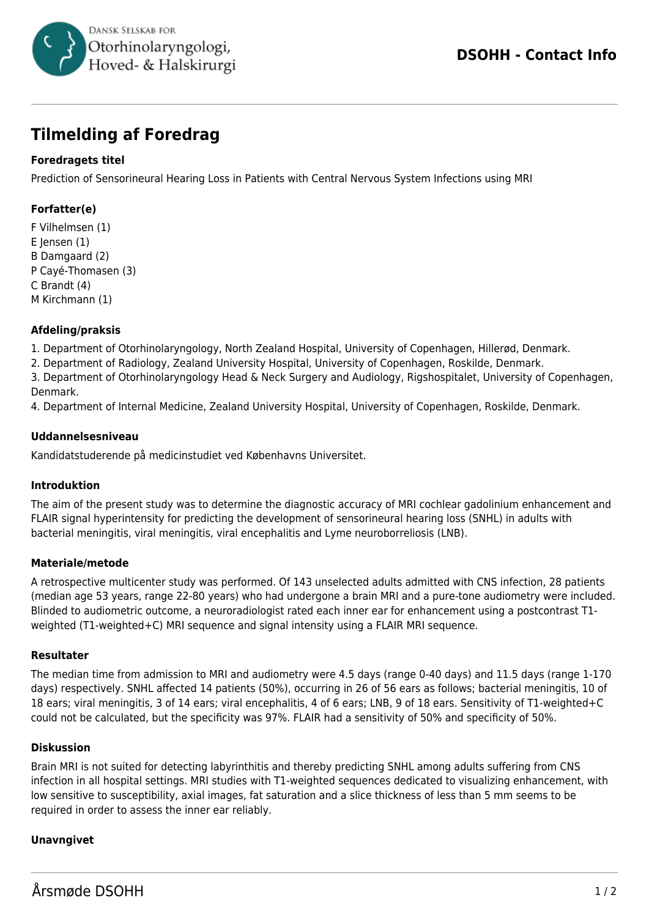# Tilmelding af Foredrag

### Foredragets titel

Prediction of Sensorineural Hearing Loss in Patients with Central Nervous System Infections using MRI

### Forfatter(e)

F Vilhelmsen (1)
E Jensen (1)
B Damgaard (2)
P Cayé-Thomasen (3)
C Brandt (4)
M Kirchmann (1)

### Afdeling/praksis

1. Department of Otorhinolaryngology, North Zealand Hospital, University of Copenhagen, Hillerød, Denmark.
2. Department of Radiology, Zealand University Hospital, University of Copenhagen, Roskilde, Denmark.
3. Department of Otorhinolaryngology Head & Neck Surgery and Audiology, Rigshospitalet, University of Copenhagen, Denmark.
4. Department of Internal Medicine, Zealand University Hospital, University of Copenhagen, Roskilde, Denmark.

### Uddannelsesniveau

Kandidatstuderende på medicinstudiet ved Københavns Universitet.

### Introduktion

The aim of the present study was to determine the diagnostic accuracy of MRI cochlear gadolinium enhancement and FLAIR signal hyperintensity for predicting the development of sensorineural hearing loss (SNHL) in adults with bacterial meningitis, viral meningitis, viral encephalitis and Lyme neuroborreliosis (LNB).

### Materiale/metode

A retrospective multicenter study was performed. Of 143 unselected adults admitted with CNS infection, 28 patients (median age 53 years, range 22-80 years) who had undergone a brain MRI and a pure-tone audiometry were included. Blinded to audiometric outcome, a neuroradiologist rated each inner ear for enhancement using a postcontrast T1-weighted (T1-weighted+C) MRI sequence and signal intensity using a FLAIR MRI sequence.

### Resultater

The median time from admission to MRI and audiometry were 4.5 days (range 0-40 days) and 11.5 days (range 1-170 days) respectively. SNHL affected 14 patients (50%), occurring in 26 of 56 ears as follows; bacterial meningitis, 10 of 18 ears; viral meningitis, 3 of 14 ears; viral encephalitis, 4 of 6 ears; LNB, 9 of 18 ears. Sensitivity of T1-weighted+C could not be calculated, but the specificity was 97%. FLAIR had a sensitivity of 50% and specificity of 50%.

### Diskussion

Brain MRI is not suited for detecting labyrinthitis and thereby predicting SNHL among adults suffering from CNS infection in all hospital settings. MRI studies with T1-weighted sequences dedicated to visualizing enhancement, with low sensitive to susceptibility, axial images, fat saturation and a slice thickness of less than 5 mm seems to be required in order to assess the inner ear reliably.

### Unavngivet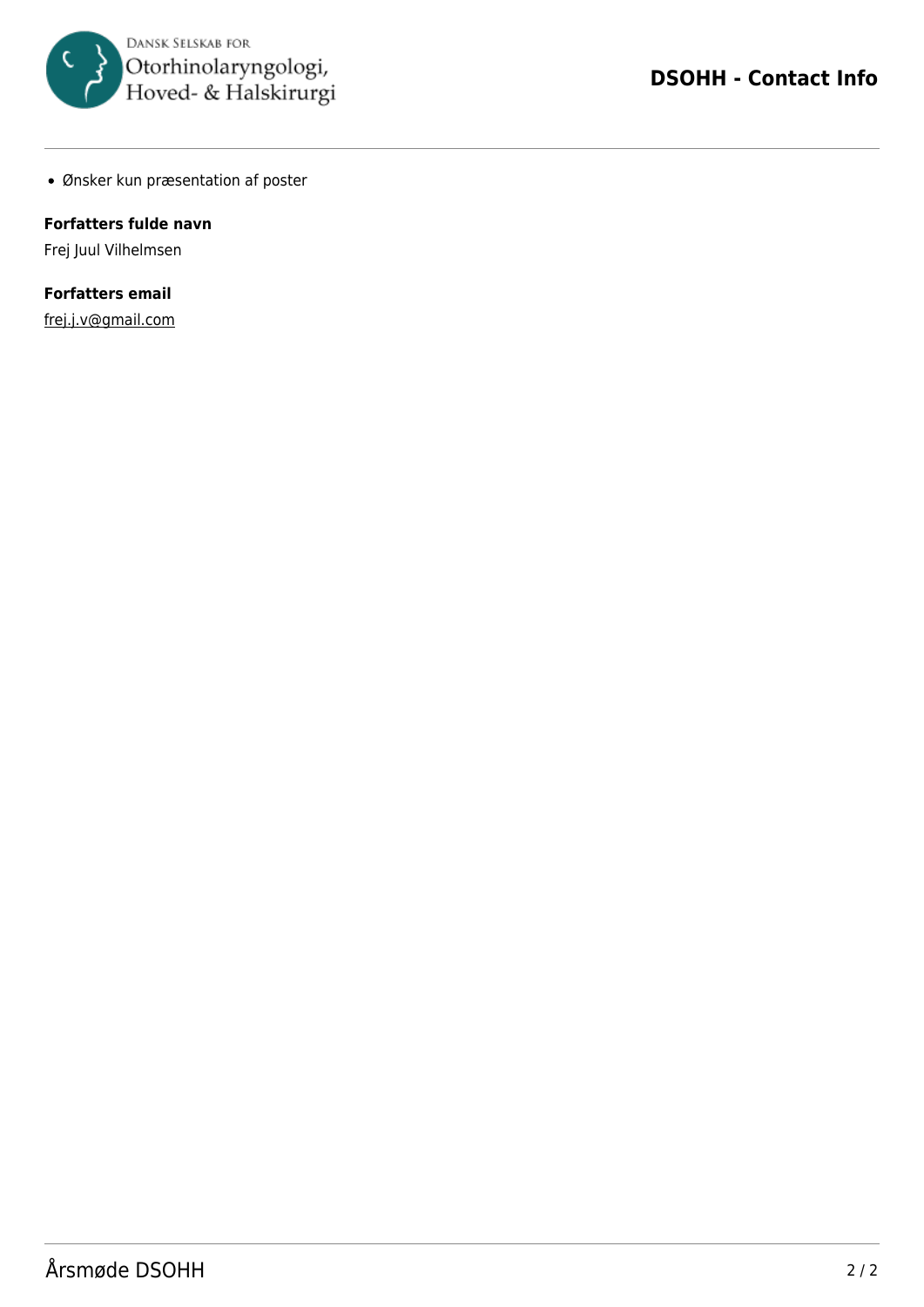- Ønsker kun præsentation af poster

**Forfatters fulde navn**

Frej Juul Vilhelmsen

**Forfatters email**

frej.j.v@gmail.com